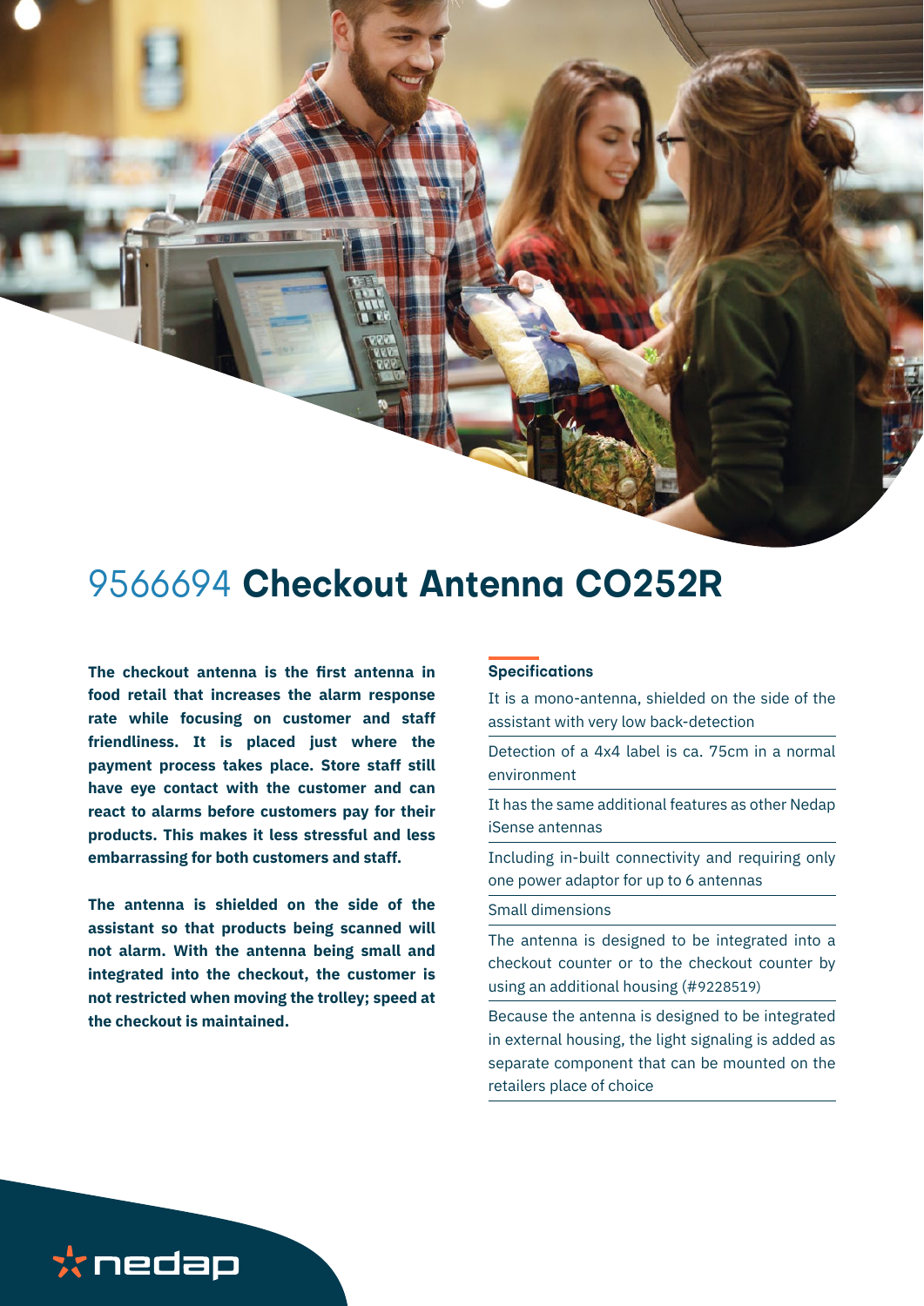# 9566694 **Checkout Antenna CO252R**

**The checkout antenna is the first antenna in food retail that increases the alarm response rate while focusing on customer and staff friendliness. It is placed just where the payment process takes place. Store staff still have eye contact with the customer and can react to alarms before customers pay for their products. This makes it less stressful and less embarrassing for both customers and staff.**

**The antenna is shielded on the side of the assistant so that products being scanned will not alarm. With the antenna being small and integrated into the checkout, the customer is not restricted when moving the trolley; speed at the checkout is maintained.**

## Specifications

- It is a mono-antenna, shielded on the side of the assistant with very low back-detection
- Detection of a 4x4 label is ca. 75cm in a normal environment
- It has the same additional features as other Nedap iSense antennas
- Including in-built connectivity and requiring only one power adaptor for up to 6 antennas
- Small dimensions
- The antenna is designed to be integrated into a checkout counter or to the checkout counter by using an additional housing (#9228519)
- Because the antenna is designed to be integrated in external housing, the light signaling is added as separate component that can be mounted on the retailers place of choice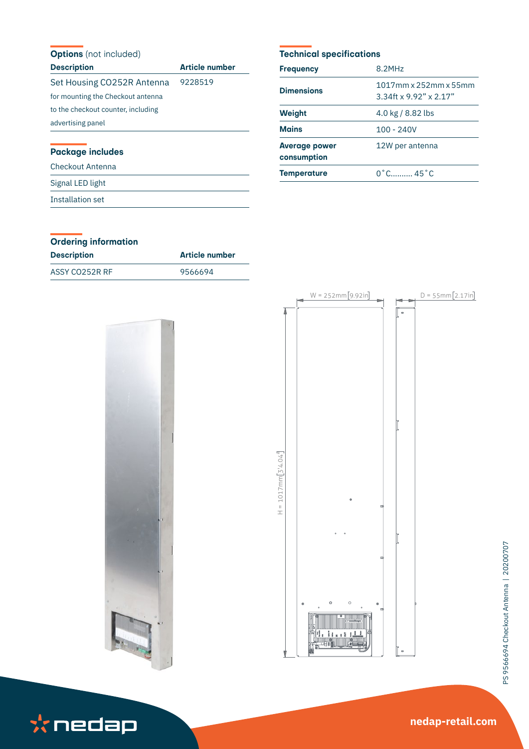## Options (not included)

| Description | Article number |
|---|---|
| Set Housing CO252R Antenna for mounting the Checkout antenna to the checkout counter, including advertising panel | 9228519 |

## Package includes

- Checkout Antenna
- Signal LED light
- Installation set

## Ordering information

| Description | Article number |
|---|---|
| ASSY CO252R RF | 9566694 |

## Technical specifications

| | |
|---|---|
| **Frequency** | 8.2MHz |
| **Dimensions** | 1017mm x 252mm x 55mm<br>3.34ft x 9.92" x 2.17" |
| **Weight** | 4.0 kg / 8.82 lbs |
| **Mains** | 100 - 240V |
| **Average power consumption** | 12W per antenna |
| **Temperature** | 0˚C.......... 45˚C |

W = 252mm [9.92in]

D = 55mm [2.17in]

H = 1017mm [34.04]

PS 9566694 Checkout Antenna | 20200707

nedap

nedap-retail.com